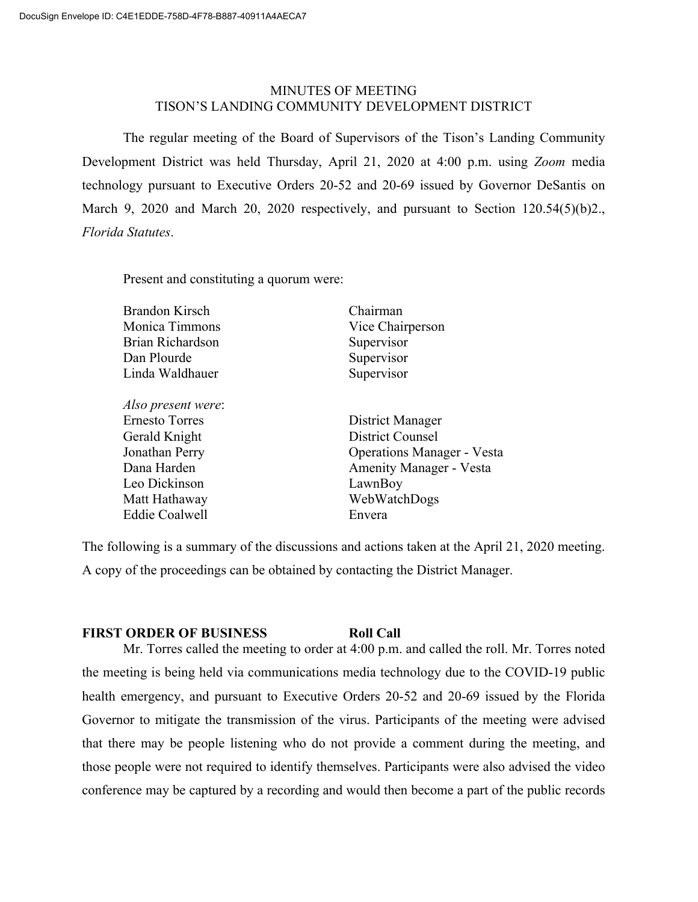DocuSign Envelope ID: C4E1EDDE-758D-4F78-B887-40911A4AECA7

# MINUTES OF MEETING
# TISON'S LANDING COMMUNITY DEVELOPMENT DISTRICT

The regular meeting of the Board of Supervisors of the Tison's Landing Community Development District was held Thursday, April 21, 2020 at 4:00 p.m. using *Zoom* media technology pursuant to Executive Orders 20-52 and 20-69 issued by Governor DeSantis on March 9, 2020 and March 20, 2020 respectively, and pursuant to Section 120.54(5)(b)2., *Florida Statutes*.

Present and constituting a quorum were:

| | |
|---|---|
| Brandon Kirsch | Chairman |
| Monica Timmons | Vice Chairperson |
| Brian Richardson | Supervisor |
| Dan Plourde | Supervisor |
| Linda Waldhauer | Supervisor |

*Also present were*:

| | |
|---|---|
| Ernesto Torres | District Manager |
| Gerald Knight | District Counsel |
| Jonathan Perry | Operations Manager - Vesta |
| Dana Harden | Amenity Manager - Vesta |
| Leo Dickinson | LawnBoy |
| Matt Hathaway | WebWatchDogs |
| Eddie Coalwell | Envera |

The following is a summary of the discussions and actions taken at the April 21, 2020 meeting. A copy of the proceedings can be obtained by contacting the District Manager.

**FIRST ORDER OF BUSINESS Roll Call**

Mr. Torres called the meeting to order at 4:00 p.m. and called the roll. Mr. Torres noted the meeting is being held via communications media technology due to the COVID-19 public health emergency, and pursuant to Executive Orders 20-52 and 20-69 issued by the Florida Governor to mitigate the transmission of the virus. Participants of the meeting were advised that there may be people listening who do not provide a comment during the meeting, and those people were not required to identify themselves. Participants were also advised the video conference may be captured by a recording and would then become a part of the public records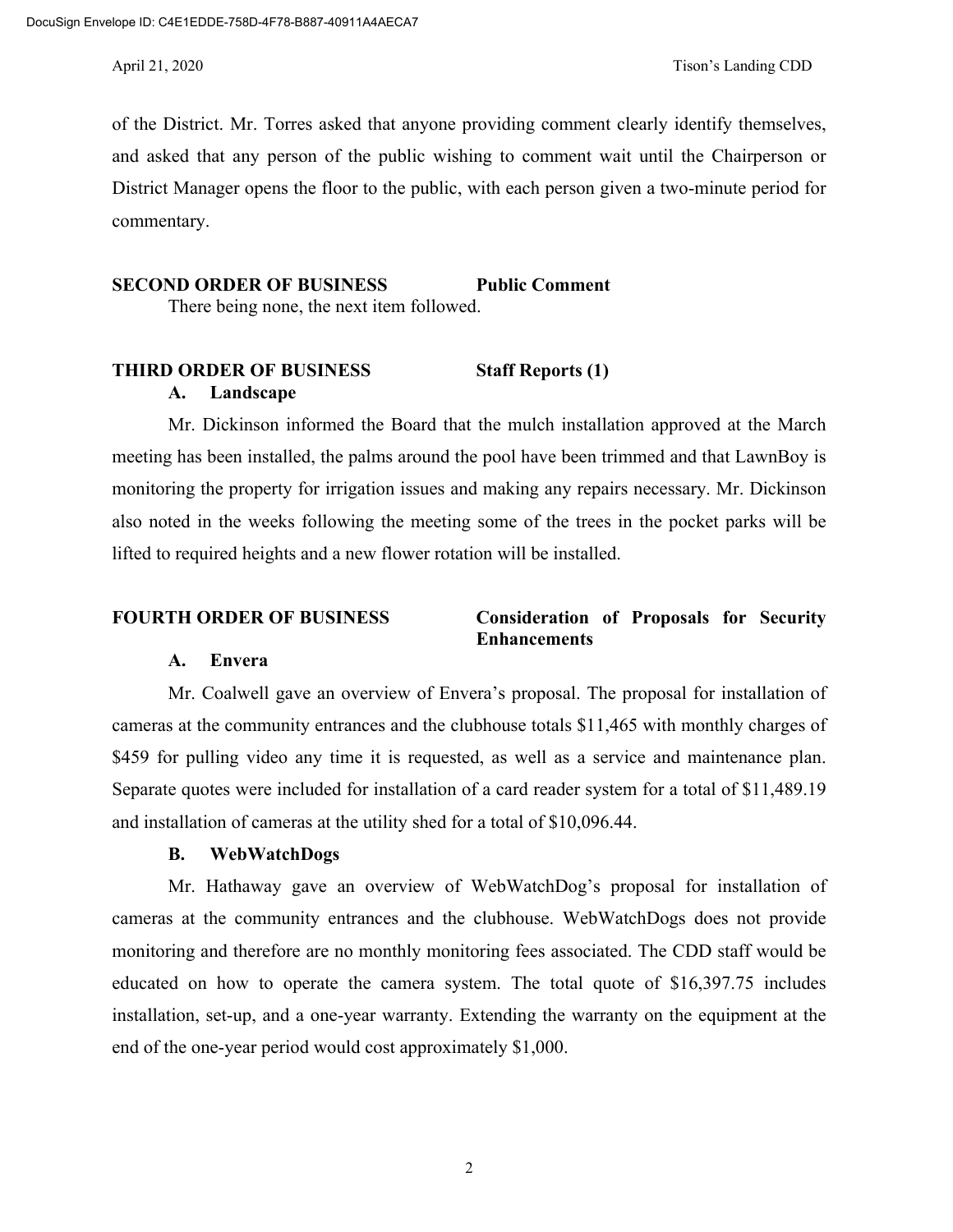of the District. Mr. Torres asked that anyone providing comment clearly identify themselves, and asked that any person of the public wishing to comment wait until the Chairperson or District Manager opens the floor to the public, with each person given a two-minute period for commentary.

**SECOND ORDER OF BUSINESS** **Public Comment**

There being none, the next item followed.

**THIRD ORDER OF BUSINESS** **Staff Reports (1)**

**A. Landscape**

Mr. Dickinson informed the Board that the mulch installation approved at the March meeting has been installed, the palms around the pool have been trimmed and that LawnBoy is monitoring the property for irrigation issues and making any repairs necessary. Mr. Dickinson also noted in the weeks following the meeting some of the trees in the pocket parks will be lifted to required heights and a new flower rotation will be installed.

**FOURTH ORDER OF BUSINESS** **Consideration of Proposals for Security Enhancements**

**A. Envera**

Mr. Coalwell gave an overview of Envera's proposal. The proposal for installation of cameras at the community entrances and the clubhouse totals $11,465 with monthly charges of $459 for pulling video any time it is requested, as well as a service and maintenance plan. Separate quotes were included for installation of a card reader system for a total of $11,489.19 and installation of cameras at the utility shed for a total of $10,096.44.

**B. WebWatchDogs**

Mr. Hathaway gave an overview of WebWatchDog's proposal for installation of cameras at the community entrances and the clubhouse. WebWatchDogs does not provide monitoring and therefore are no monthly monitoring fees associated. The CDD staff would be educated on how to operate the camera system. The total quote of $16,397.75 includes installation, set-up, and a one-year warranty. Extending the warranty on the equipment at the end of the one-year period would cost approximately $1,000.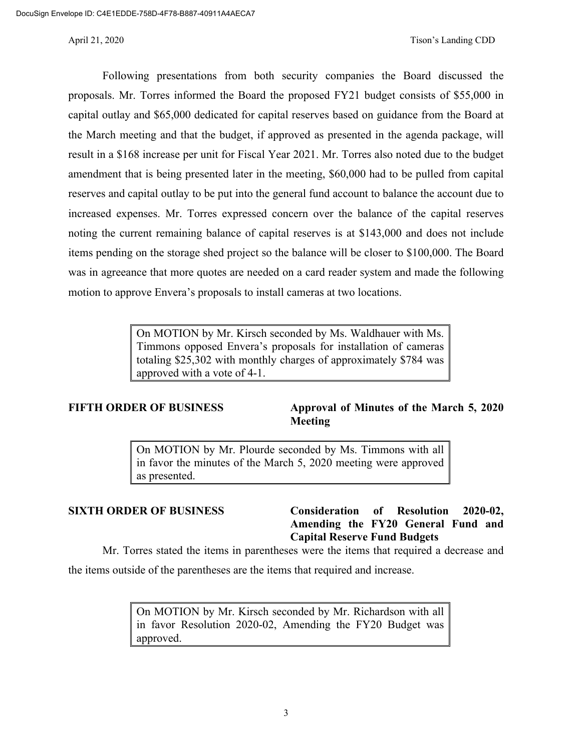Following presentations from both security companies the Board discussed the proposals. Mr. Torres informed the Board the proposed FY21 budget consists of $55,000 in capital outlay and $65,000 dedicated for capital reserves based on guidance from the Board at the March meeting and that the budget, if approved as presented in the agenda package, will result in a $168 increase per unit for Fiscal Year 2021. Mr. Torres also noted due to the budget amendment that is being presented later in the meeting, $60,000 had to be pulled from capital reserves and capital outlay to be put into the general fund account to balance the account due to increased expenses. Mr. Torres expressed concern over the balance of the capital reserves noting the current remaining balance of capital reserves is at $143,000 and does not include items pending on the storage shed project so the balance will be closer to $100,000. The Board was in agreeance that more quotes are needed on a card reader system and made the following motion to approve Envera's proposals to install cameras at two locations.

> On MOTION by Mr. Kirsch seconded by Ms. Waldhauer with Ms. Timmons opposed Envera's proposals for installation of cameras totaling $25,302 with monthly charges of approximately $784 was approved with a vote of 4-1.

**FIFTH ORDER OF BUSINESS** **Approval of Minutes of the March 5, 2020 Meeting**

> On MOTION by Mr. Plourde seconded by Ms. Timmons with all in favor the minutes of the March 5, 2020 meeting were approved as presented.

**SIXTH ORDER OF BUSINESS** **Consideration of Resolution 2020-02, Amending the FY20 General Fund and Capital Reserve Fund Budgets**

Mr. Torres stated the items in parentheses were the items that required a decrease and the items outside of the parentheses are the items that required and increase.

> On MOTION by Mr. Kirsch seconded by Mr. Richardson with all in favor Resolution 2020-02, Amending the FY20 Budget was approved.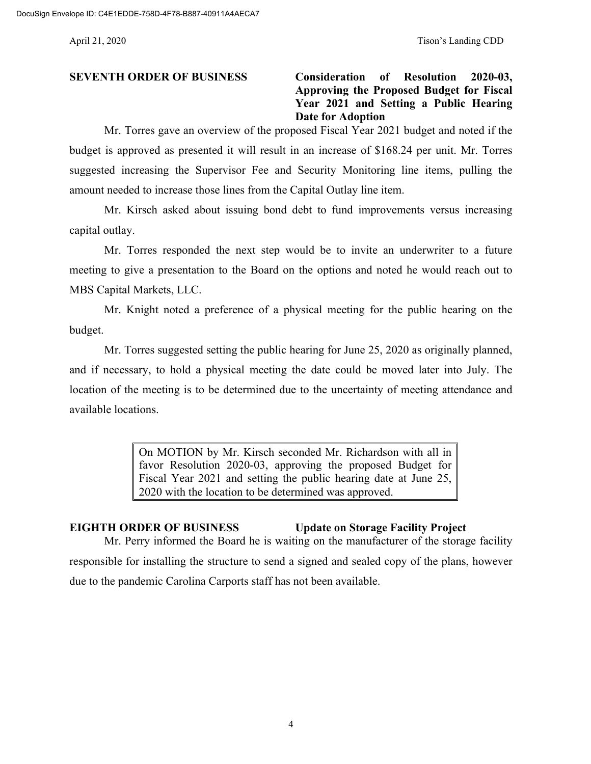**SEVENTH ORDER OF BUSINESS** **Consideration of Resolution 2020-03, Approving the Proposed Budget for Fiscal Year 2021 and Setting a Public Hearing Date for Adoption**

Mr. Torres gave an overview of the proposed Fiscal Year 2021 budget and noted if the budget is approved as presented it will result in an increase of $168.24 per unit. Mr. Torres suggested increasing the Supervisor Fee and Security Monitoring line items, pulling the amount needed to increase those lines from the Capital Outlay line item.

Mr. Kirsch asked about issuing bond debt to fund improvements versus increasing capital outlay.

Mr. Torres responded the next step would be to invite an underwriter to a future meeting to give a presentation to the Board on the options and noted he would reach out to MBS Capital Markets, LLC.

Mr. Knight noted a preference of a physical meeting for the public hearing on the budget.

Mr. Torres suggested setting the public hearing for June 25, 2020 as originally planned, and if necessary, to hold a physical meeting the date could be moved later into July. The location of the meeting is to be determined due to the uncertainty of meeting attendance and available locations.

> On MOTION by Mr. Kirsch seconded Mr. Richardson with all in favor Resolution 2020-03, approving the proposed Budget for Fiscal Year 2021 and setting the public hearing date at June 25, 2020 with the location to be determined was approved.

**EIGHTH ORDER OF BUSINESS** **Update on Storage Facility Project**

Mr. Perry informed the Board he is waiting on the manufacturer of the storage facility responsible for installing the structure to send a signed and sealed copy of the plans, however due to the pandemic Carolina Carports staff has not been available.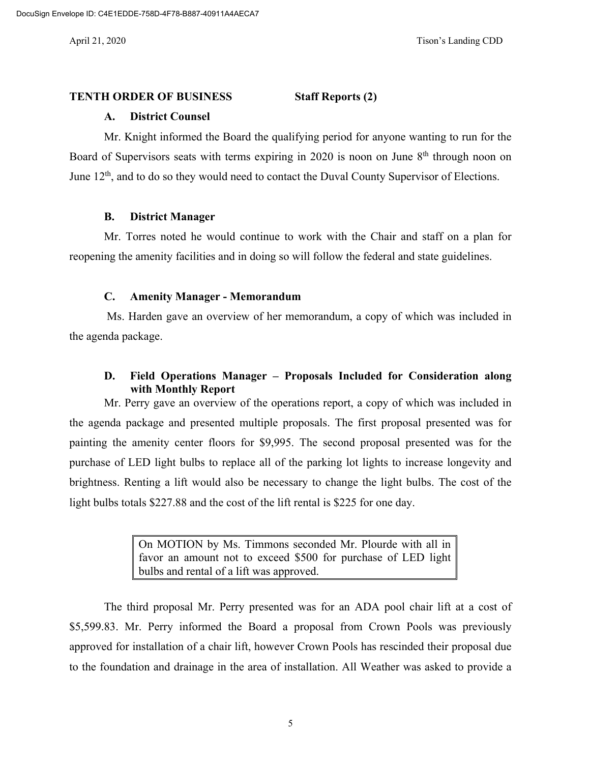**TENTH ORDER OF BUSINESS Staff Reports (2)**

**A. District Counsel**

Mr. Knight informed the Board the qualifying period for anyone wanting to run for the Board of Supervisors seats with terms expiring in 2020 is noon on June 8th through noon on June 12th, and to do so they would need to contact the Duval County Supervisor of Elections.

**B. District Manager**

Mr. Torres noted he would continue to work with the Chair and staff on a plan for reopening the amenity facilities and in doing so will follow the federal and state guidelines.

**C. Amenity Manager - Memorandum**

Ms. Harden gave an overview of her memorandum, a copy of which was included in the agenda package.

**D. Field Operations Manager – Proposals Included for Consideration along with Monthly Report**

Mr. Perry gave an overview of the operations report, a copy of which was included in the agenda package and presented multiple proposals. The first proposal presented was for painting the amenity center floors for $9,995. The second proposal presented was for the purchase of LED light bulbs to replace all of the parking lot lights to increase longevity and brightness. Renting a lift would also be necessary to change the light bulbs. The cost of the light bulbs totals $227.88 and the cost of the lift rental is $225 for one day.

> On MOTION by Ms. Timmons seconded Mr. Plourde with all in favor an amount not to exceed $500 for purchase of LED light bulbs and rental of a lift was approved.

The third proposal Mr. Perry presented was for an ADA pool chair lift at a cost of $5,599.83. Mr. Perry informed the Board a proposal from Crown Pools was previously approved for installation of a chair lift, however Crown Pools has rescinded their proposal due to the foundation and drainage in the area of installation. All Weather was asked to provide a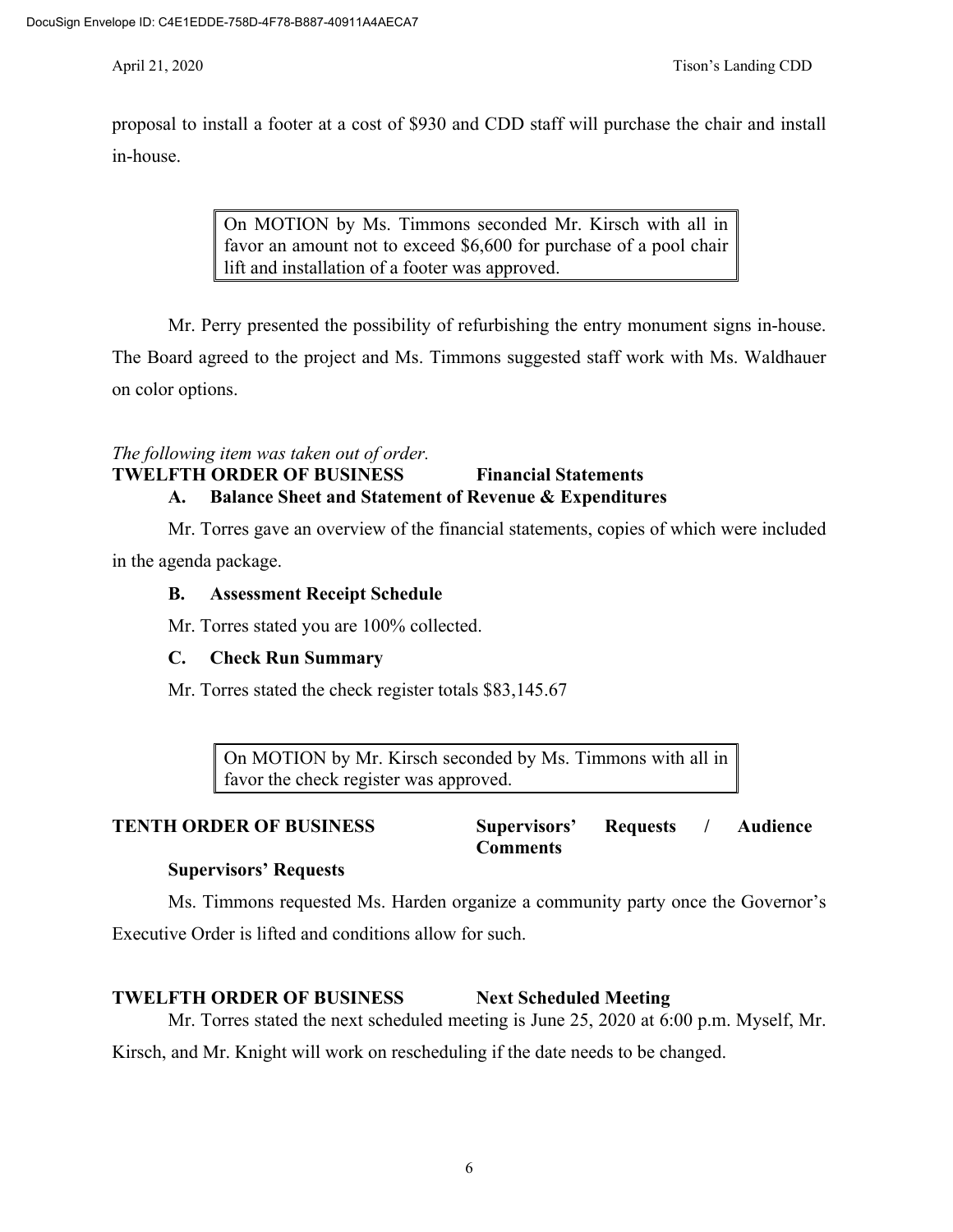proposal to install a footer at a cost of $930 and CDD staff will purchase the chair and install in-house.

> On MOTION by Ms. Timmons seconded Mr. Kirsch with all in favor an amount not to exceed $6,600 for purchase of a pool chair lift and installation of a footer was approved.

Mr. Perry presented the possibility of refurbishing the entry monument signs in-house. The Board agreed to the project and Ms. Timmons suggested staff work with Ms. Waldhauer on color options.

*The following item was taken out of order.*

**TWELFTH ORDER OF BUSINESS Financial Statements**

**A. Balance Sheet and Statement of Revenue & Expenditures**

Mr. Torres gave an overview of the financial statements, copies of which were included in the agenda package.

**B. Assessment Receipt Schedule**

Mr. Torres stated you are 100% collected.

**C. Check Run Summary**

Mr. Torres stated the check register totals $83,145.67

> On MOTION by Mr. Kirsch seconded by Ms. Timmons with all in favor the check register was approved.

**TENTH ORDER OF BUSINESS Supervisors' Requests / Audience Comments**

**Supervisors' Requests**

Ms. Timmons requested Ms. Harden organize a community party once the Governor's Executive Order is lifted and conditions allow for such.

**TWELFTH ORDER OF BUSINESS Next Scheduled Meeting**

Mr. Torres stated the next scheduled meeting is June 25, 2020 at 6:00 p.m. Myself, Mr. Kirsch, and Mr. Knight will work on rescheduling if the date needs to be changed.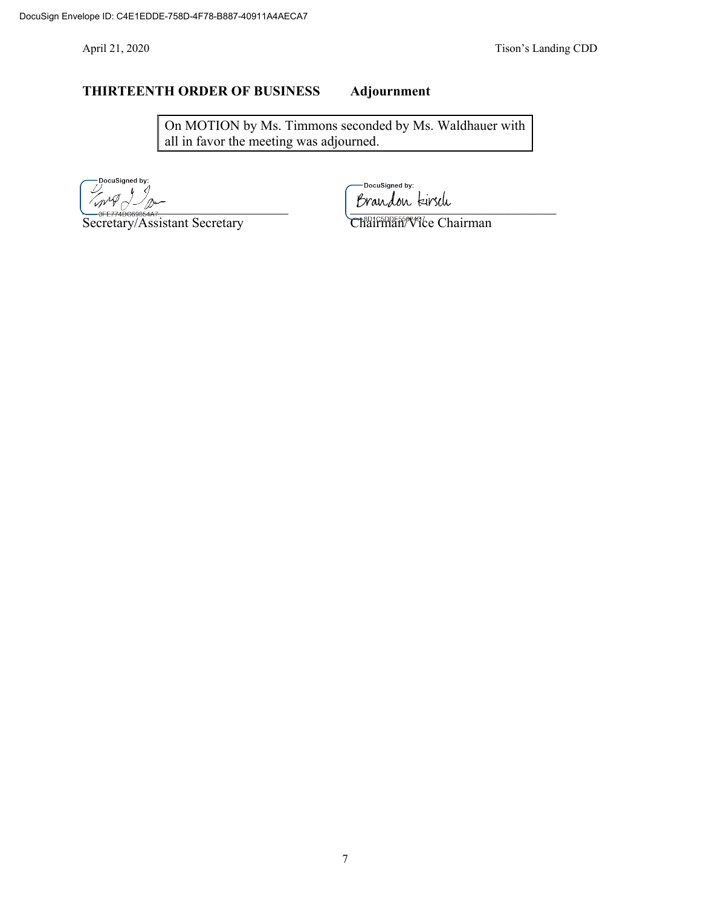## THIRTEENTH ORDER OF BUSINESS Adjournment

On MOTION by Ms. Timmons seconded by Ms. Waldhauer with all in favor the meeting was adjourned.

DocuSigned by:

Secretary/Assistant Secretary

DocuSigned by:

Brandon Kirsch

Chairman/Vice Chairman